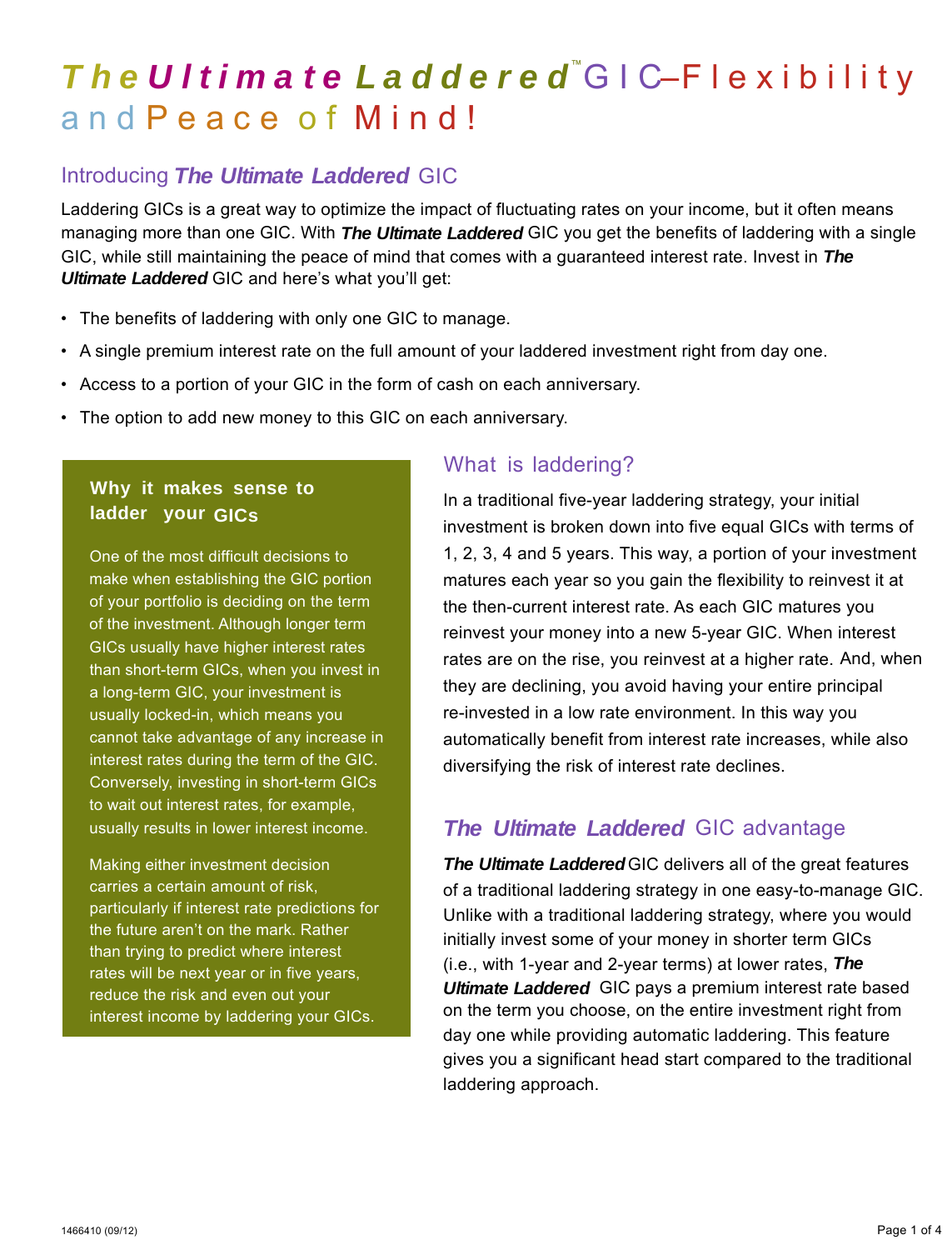# *The Ultimate Laddered*™ GIC–Flexibility and Peace of Mind!

## Introducing *The Ultimate Laddered* GIC

Laddering GICs is a great way to optimize the impact of fluctuating rates on your income, but it often means managing more than one GIC. With ***The Ultimate Laddered*** GIC you get the benefits of laddering with a single GIC, while still maintaining the peace of mind that comes with a guaranteed interest rate. Invest in ***The Ultimate Laddered*** GIC and here's what you'll get:

- The benefits of laddering with only one GIC to manage.
- A single premium interest rate on the full amount of your laddered investment right from day one.
- Access to a portion of your GIC in the form of cash on each anniversary.
- The option to add new money to this GIC on each anniversary.

### Why it makes sense to ladder your GICs

One of the most difficult decisions to make when establishing the GIC portion of your portfolio is deciding on the term of the investment. Although longer term GICs usually have higher interest rates than short-term GICs, when you invest in a long-term GIC, your investment is usually locked-in, which means you cannot take advantage of any increase in interest rates during the term of the GIC. Conversely, investing in short-term GICs to wait out interest rates, for example, usually results in lower interest income.

Making either investment decision carries a certain amount of risk, particularly if interest rate predictions for the future aren't on the mark. Rather than trying to predict where interest rates will be next year or in five years, reduce the risk and even out your interest income by laddering your GICs.

## What is laddering?

In a traditional five-year laddering strategy, your initial investment is broken down into five equal GICs with terms of 1, 2, 3, 4 and 5 years. This way, a portion of your investment matures each year so you gain the flexibility to reinvest it at the then-current interest rate. As each GIC matures you reinvest your money into a new 5-year GIC. When interest rates are on the rise, you reinvest at a higher rate. And, when they are declining, you avoid having your entire principal re-invested in a low rate environment. In this way you automatically benefit from interest rate increases, while also diversifying the risk of interest rate declines.

## *The Ultimate Laddered* GIC advantage

***The Ultimate Laddered*** GIC delivers all of the great features of a traditional laddering strategy in one easy-to-manage GIC. Unlike with a traditional laddering strategy, where you would initially invest some of your money in shorter term GICs (i.e., with 1-year and 2-year terms) at lower rates, ***The Ultimate Laddered*** GIC pays a premium interest rate based on the term you choose, on the entire investment right from day one while providing automatic laddering. This feature gives you a significant head start compared to the traditional laddering approach.

1466410 (09/12)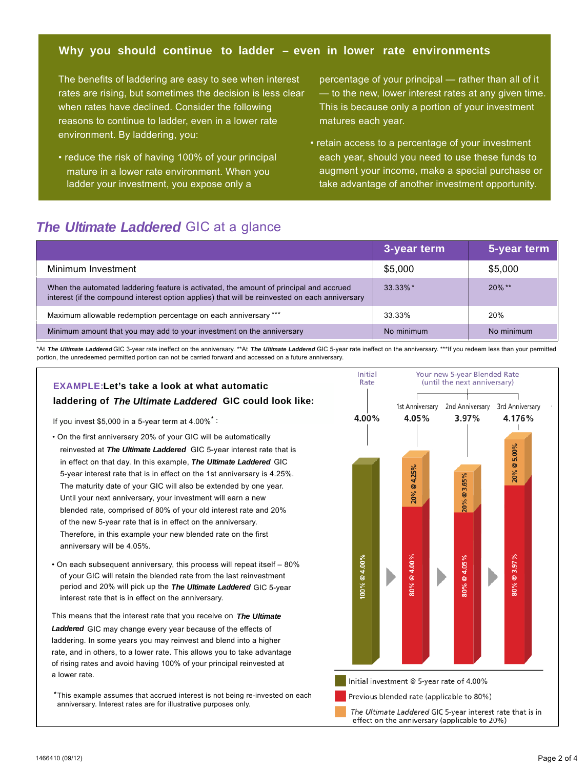## Why you should continue to ladder – even in lower rate environments

The benefits of laddering are easy to see when interest rates are rising, but sometimes the decision is less clear when rates have declined. Consider the following reasons to continue to ladder, even in a lower rate environment. By laddering, you:

- reduce the risk of having 100% of your principal mature in a lower rate environment. When you ladder your investment, you expose only a percentage of your principal — rather than all of it — to the new, lower interest rates at any given time. This is because only a portion of your investment matures each year.
- retain access to a percentage of your investment each year, should you need to use these funds to augment your income, make a special purchase or take advantage of another investment opportunity.

## *The Ultimate Laddered* GIC at a glance

| | 3-year term | 5-year term |
|---|---|---|
| Minimum Investment | $5,000 | $5,000 |
| When the automated laddering feature is activated, the amount of principal and accrued interest (if the compound interest option applies) that will be reinvested on each anniversary | 33.33%* | 20%** |
| Maximum allowable redemption percentage on each anniversary *** | 33.33% | 20% |
| Minimum amount that you may add to your investment on the anniversary | No minimum | No minimum |

*At ***The Ultimate Laddered*** GIC 3-year rate ineffect on the anniversary. **At ***The Ultimate Laddered*** GIC 5-year rate ineffect on the anniversary. ***If you redeem less than your permitted portion, the unredeemed permitted portion can not be carried forward and accessed on a future anniversary.

### EXAMPLE: Let's take a look at what automatic laddering of *The Ultimate Laddered* GIC could look like:

If you invest $5,000 in a 5-year term at 4.00%*:

- On the first anniversary 20% of your GIC will be automatically reinvested at ***The Ultimate Laddered*** GIC 5-year interest rate that is in effect on that day. In this example, ***The Ultimate Laddered*** GIC 5-year interest rate that is in effect on the 1st anniversary is 4.25%. The maturity date of your GIC will also be extended by one year. Until your next anniversary, your investment will earn a new blended rate, comprised of 80% of your old interest rate and 20% of the new 5-year rate that is in effect on the anniversary. Therefore, in this example your new blended rate on the first anniversary will be 4.05%.
- On each subsequent anniversary, this process will repeat itself – 80% of your GIC will retain the blended rate from the last reinvestment period and 20% will pick up the ***The Ultimate Laddered*** GIC 5-year interest rate that is in effect on the anniversary.

This means that the interest rate that you receive on ***The Ultimate Laddered*** GIC may change every year because of the effects of laddering. In some years you may reinvest and blend into a higher rate, and in others, to a lower rate. This allows you to take advantage of rising rates and avoid having 100% of your principal reinvested at a lower rate.

*This example assumes that accrued interest is not being re-invested on each anniversary. Interest rates are for illustrative purposes only.

| | Initial Rate | 1st Anniversary | 2nd Anniversary | 3rd Anniversary |
|---|---|---|---|---|
| Your new 5-year Blended Rate (until the next anniversary) | 4.00% | 4.05% | 3.97% | 4.176% |
| Composition | 100% @ 4.00% | 80% @ 4.00% + 20% @ 4.25% | 80% @ 4.05% + 20% @ 3.65% | 80% @ 3.97% + 20% @ 5.00% |

- Initial investment @ 5-year rate of 4.00%
- Previous blended rate (applicable to 80%)
- *The Ultimate Laddered* GIC 5-year interest rate that is in effect on the anniversary (applicable to 20%)

1466410 (09/12)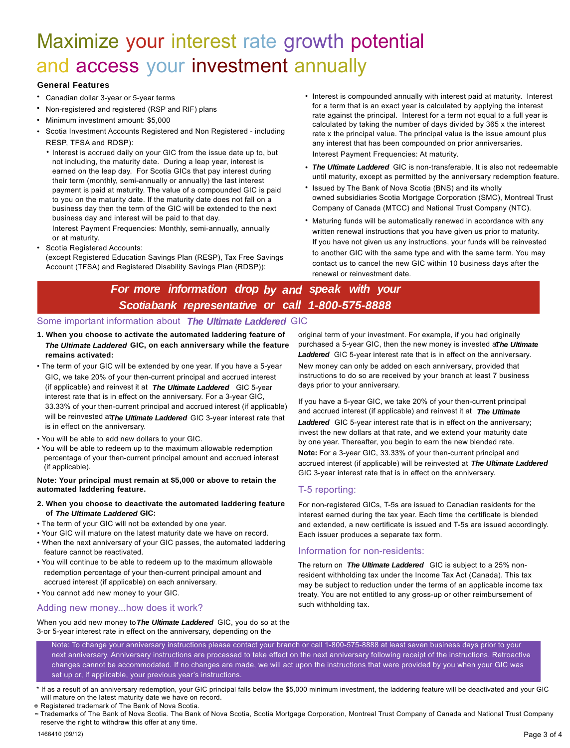# Maximize your interest rate growth potential and access your investment annually

## General Features

- Canadian dollar 3-year or 5-year terms
- Non-registered and registered (RSP and RIF) plans
- Minimum investment amount: $5,000
- Scotia Investment Accounts Registered and Non Registered - including RESP, TFSA and RDSP):
  - Interest is accrued daily on your GIC from the issue date up to, but not including, the maturity date. During a leap year, interest is earned on the leap day. For Scotia GICs that pay interest during their term (monthly, semi-annually or annually) the last interest payment is paid at maturity. The value of a compounded GIC is paid to you on the maturity date. If the maturity date does not fall on a business day then the term of the GIC will be extended to the next business day and interest will be paid to that day.

    Interest Payment Frequencies: Monthly, semi-annually, annually or at maturity.
- Scotia Registered Accounts:
  (except Registered Education Savings Plan (RESP), Tax Free Savings Account (TFSA) and Registered Disability Savings Plan (RDSP)):
  - Interest is compounded annually with interest paid at maturity. Interest for a term that is an exact year is calculated by applying the interest rate against the principal. Interest for a term not equal to a full year is calculated by taking the number of days divided by 365 x the interest rate x the principal value. The principal value is the issue amount plus any interest that has been compounded on prior anniversaries.

    Interest Payment Frequencies: At maturity.
- ***The Ultimate Laddered*** GIC is non-transferable. It is also not redeemable until maturity, except as permitted by the anniversary redemption feature.
- Issued by The Bank of Nova Scotia (BNS) and its wholly owned subsidiaries Scotia Mortgage Corporation (SMC), Montreal Trust Company of Canada (MTCC) and National Trust Company (NTC).
- Maturing funds will be automatically renewed in accordance with any written renewal instructions that you have given us prior to maturity. If you have not given us any instructions, your funds will be reinvested to another GIC with the same type and with the same term. You may contact us to cancel the new GIC within 10 business days after the renewal or reinvestment date.

***For more information drop by and speak with your Scotiabank representative or call 1-800-575-8888***

## Some important information about ***The Ultimate Laddered*** GIC

**1. When you choose to activate the automated laddering feature of *The Ultimate Laddered* GIC, on each anniversary while the feature remains activated:**

- The term of your GIC will be extended by one year. If you have a 5-year GIC, we take 20% of your then-current principal and accrued interest (if applicable) and reinvest it at ***The Ultimate Laddered*** GIC 5-year interest rate that is in effect on the anniversary. For a 3-year GIC, 33.33% of your then-current principal and accrued interest (if applicable) will be reinvested at ***The Ultimate Laddered*** GIC 3-year interest rate that is in effect on the anniversary.
- You will be able to add new dollars to your GIC.
- You will be able to redeem up to the maximum allowable redemption percentage of your then-current principal amount and accrued interest (if applicable).

**Note: Your principal must remain at $5,000 or above to retain the automated laddering feature.**

**2. When you choose to deactivate the automated laddering feature of *The Ultimate Laddered* GIC:**

- The term of your GIC will not be extended by one year.
- Your GIC will mature on the latest maturity date we have on record.
- When the next anniversary of your GIC passes, the automated laddering feature cannot be reactivated.
- You will continue to be able to redeem up to the maximum allowable redemption percentage of your then-current principal amount and accrued interest (if applicable) on each anniversary.
- You cannot add new money to your GIC.

### Adding new money...how does it work?

When you add new money to ***The Ultimate Laddered*** GIC, you do so at the 3-or 5-year interest rate in effect on the anniversary, depending on the original term of your investment. For example, if you had originally purchased a 5-year GIC, then the new money is invested at ***The Ultimate Laddered*** GIC 5-year interest rate that is in effect on the anniversary. New money can only be added on each anniversary, provided that instructions to do so are received by your branch at least 7 business days prior to your anniversary.

If you have a 5-year GIC, we take 20% of your then-current principal and accrued interest (if applicable) and reinvest it at ***The Ultimate Laddered*** GIC 5-year interest rate that is in effect on the anniversary; invest the new dollars at that rate, and we extend your maturity date by one year. Thereafter, you begin to earn the new blended rate.

**Note:** For a 3-year GIC, 33.33% of your then-current principal and accrued interest (if applicable) will be reinvested at ***The Ultimate Laddered*** GIC 3-year interest rate that is in effect on the anniversary.

### T-5 reporting:

For non-registered GICs, T-5s are issued to Canadian residents for the interest earned during the tax year. Each time the certificate is blended and extended, a new certificate is issued and T-5s are issued accordingly. Each issuer produces a separate tax form.

### Information for non-residents:

The return on ***The Ultimate Laddered*** GIC is subject to a 25% non-resident withholding tax under the Income Tax Act (Canada). This tax may be subject to reduction under the terms of an applicable income tax treaty. You are not entitled to any gross-up or other reimbursement of such withholding tax.

Note: To change your anniversary instructions please contact your branch or call 1-800-575-8888 at least seven business days prior to your next anniversary. Anniversary instructions are processed to take effect on the next anniversary following receipt of the instructions. Retroactive changes cannot be accommodated. If no changes are made, we will act upon the instructions that were provided by you when your GIC was set up or, if applicable, your previous year's instructions.

\* If as a result of an anniversary redemption, your GIC principal falls below the $5,000 minimum investment, the laddering feature will be deactivated and your GIC will mature on the latest maturity date we have on record.

® Registered trademark of The Bank of Nova Scotia.

™ Trademarks of The Bank of Nova Scotia. The Bank of Nova Scotia, Scotia Mortgage Corporation, Montreal Trust Company of Canada and National Trust Company reserve the right to withdraw this offer at any time.

1466410 (09/12)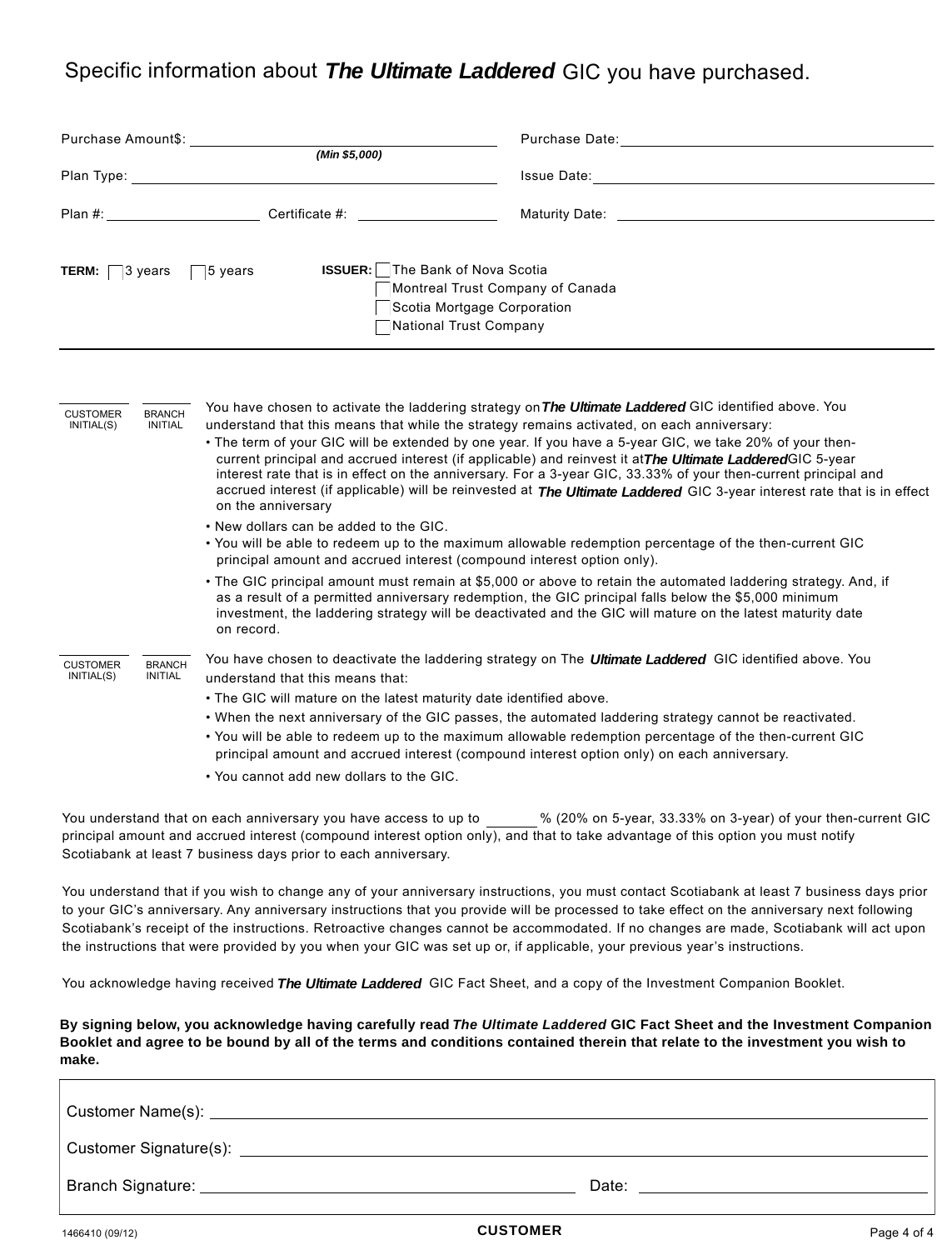# Specific information about ***The Ultimate Laddered*** GIC you have purchased.

Purchase Amount$: ______________________ *(Min $5,000)*

Purchase Date: ______________________

Plan Type: ______________________

Issue Date: ______________________

Plan #: ______________ Certificate #: ______________

Maturity Date: ______________________

**TERM:** ☐ 3 years ☐ 5 years

**ISSUER:** ☐ The Bank of Nova Scotia
☐ Montreal Trust Company of Canada
☐ Scotia Mortgage Corporation
☐ National Trust Company

---

________ CUSTOMER INITIAL(S) ________ BRANCH INITIAL

You have chosen to activate the laddering strategy on ***The Ultimate Laddered*** GIC identified above. You understand that this means that while the strategy remains activated, on each anniversary:

- The term of your GIC will be extended by one year. If you have a 5-year GIC, we take 20% of your then-current principal and accrued interest (if applicable) and reinvest it at ***The Ultimate Laddered*** GIC 5-year interest rate that is in effect on the anniversary. For a 3-year GIC, 33.33% of your then-current principal and accrued interest (if applicable) will be reinvested at ***The Ultimate Laddered*** GIC 3-year interest rate that is in effect on the anniversary
- New dollars can be added to the GIC.
- You will be able to redeem up to the maximum allowable redemption percentage of the then-current GIC principal amount and accrued interest (compound interest option only).
- The GIC principal amount must remain at $5,000 or above to retain the automated laddering strategy. And, if as a result of a permitted anniversary redemption, the GIC principal falls below the $5,000 minimum investment, the laddering strategy will be deactivated and the GIC will mature on the latest maturity date on record.

________ CUSTOMER INITIAL(S) ________ BRANCH INITIAL

You have chosen to deactivate the laddering strategy on The ***Ultimate Laddered*** GIC identified above. You understand that this means that:

- The GIC will mature on the latest maturity date identified above.
- When the next anniversary of the GIC passes, the automated laddering strategy cannot be reactivated.
- You will be able to redeem up to the maximum allowable redemption percentage of the then-current GIC principal amount and accrued interest (compound interest option only) on each anniversary.
- You cannot add new dollars to the GIC.

You understand that on each anniversary you have access to up to ______ % (20% on 5-year, 33.33% on 3-year) of your then-current GIC principal amount and accrued interest (compound interest option only), and that to take advantage of this option you must notify Scotiabank at least 7 business days prior to each anniversary.

You understand that if you wish to change any of your anniversary instructions, you must contact Scotiabank at least 7 business days prior to your GIC's anniversary. Any anniversary instructions that you provide will be processed to take effect on the anniversary next following Scotiabank's receipt of the instructions. Retroactive changes cannot be accommodated. If no changes are made, Scotiabank will act upon the instructions that were provided by you when your GIC was set up or, if applicable, your previous year's instructions.

You acknowledge having received ***The Ultimate Laddered*** GIC Fact Sheet, and a copy of the Investment Companion Booklet.

**By signing below, you acknowledge having carefully read *The Ultimate Laddered* GIC Fact Sheet and the Investment Companion Booklet and agree to be bound by all of the terms and conditions contained therein that relate to the investment you wish to make.**

Customer Name(s): ______________________

Customer Signature(s): ______________________

Branch Signature: ______________________ Date: ______________________

1466410 (09/12) **CUSTOMER**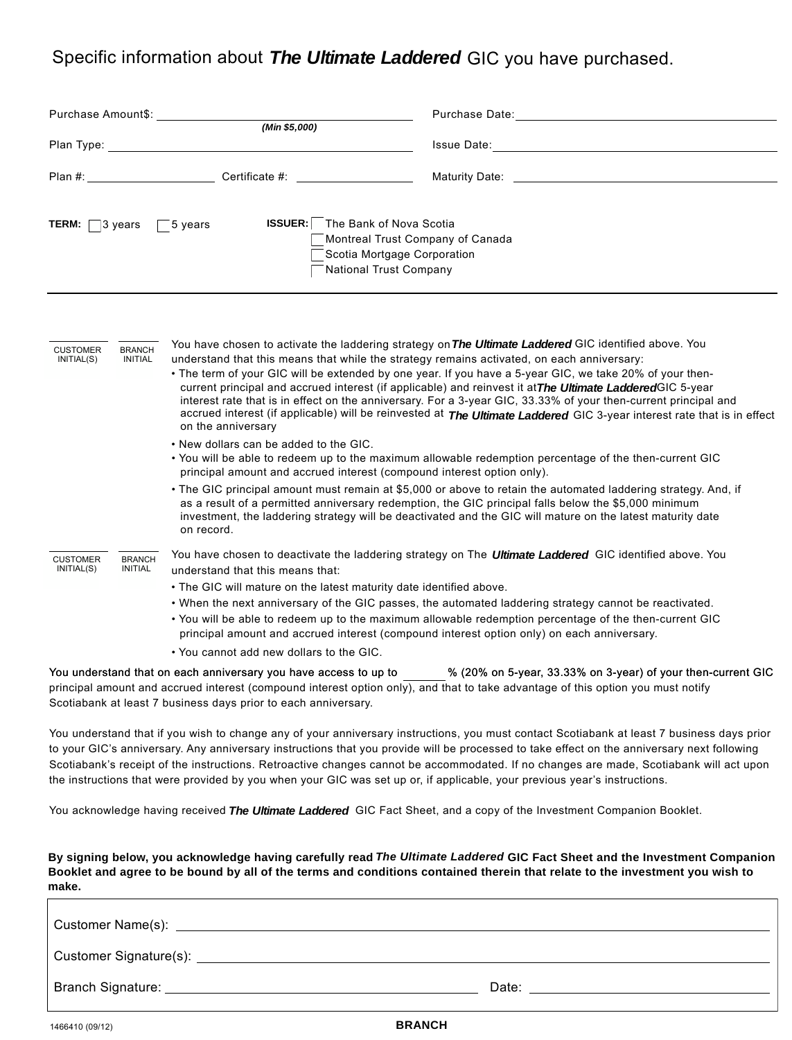# Specific information about ***The Ultimate Laddered*** GIC you have purchased.

Purchase Amount$: ______________________ *(Min $5,000)*

Purchase Date: ______________________

Plan Type: ______________________

Issue Date: ______________________

Plan #: ______________ Certificate #: ______________

Maturity Date: ______________________

**TERM:** ☐ 3 years ☐ 5 years

**ISSUER:** ☐ The Bank of Nova Scotia
☐ Montreal Trust Company of Canada
☐ Scotia Mortgage Corporation
☐ National Trust Company

---

______ CUSTOMER INITIAL(S) ______ BRANCH INITIAL

You have chosen to activate the laddering strategy on ***The Ultimate Laddered*** GIC identified above. You understand that this means that while the strategy remains activated, on each anniversary:

- The term of your GIC will be extended by one year. If you have a 5-year GIC, we take 20% of your then-current principal and accrued interest (if applicable) and reinvest it at ***The Ultimate Laddered*** GIC 5-year interest rate that is in effect on the anniversary. For a 3-year GIC, 33.33% of your then-current principal and accrued interest (if applicable) will be reinvested at ***The Ultimate Laddered*** GIC 3-year interest rate that is in effect on the anniversary
- New dollars can be added to the GIC.
- You will be able to redeem up to the maximum allowable redemption percentage of the then-current GIC principal amount and accrued interest (compound interest option only).
- The GIC principal amount must remain at $5,000 or above to retain the automated laddering strategy. And, if as a result of a permitted anniversary redemption, the GIC principal falls below the $5,000 minimum investment, the laddering strategy will be deactivated and the GIC will mature on the latest maturity date on record.

______ CUSTOMER INITIAL(S) ______ BRANCH INITIAL

You have chosen to deactivate the laddering strategy on The ***Ultimate Laddered*** GIC identified above. You understand that this means that:

- The GIC will mature on the latest maturity date identified above.
- When the next anniversary of the GIC passes, the automated laddering strategy cannot be reactivated.
- You will be able to redeem up to the maximum allowable redemption percentage of the then-current GIC principal amount and accrued interest (compound interest option only) on each anniversary.
- You cannot add new dollars to the GIC.

You understand that on each anniversary you have access to up to ______% (20% on 5-year, 33.33% on 3-year) of your then-current GIC principal amount and accrued interest (compound interest option only), and that to take advantage of this option you must notify Scotiabank at least 7 business days prior to each anniversary.

You understand that if you wish to change any of your anniversary instructions, you must contact Scotiabank at least 7 business days prior to your GIC's anniversary. Any anniversary instructions that you provide will be processed to take effect on the anniversary next following Scotiabank's receipt of the instructions. Retroactive changes cannot be accommodated. If no changes are made, Scotiabank will act upon the instructions that were provided by you when your GIC was set up or, if applicable, your previous year's instructions.

You acknowledge having received ***The Ultimate Laddered*** GIC Fact Sheet, and a copy of the Investment Companion Booklet.

**By signing below, you acknowledge having carefully read *The Ultimate Laddered* GIC Fact Sheet and the Investment Companion Booklet and agree to be bound by all of the terms and conditions contained therein that relate to the investment you wish to make.**

Customer Name(s): ______________________

Customer Signature(s): ______________________

Branch Signature: ______________________ Date: ______________

1466410 (09/12)

**BRANCH**